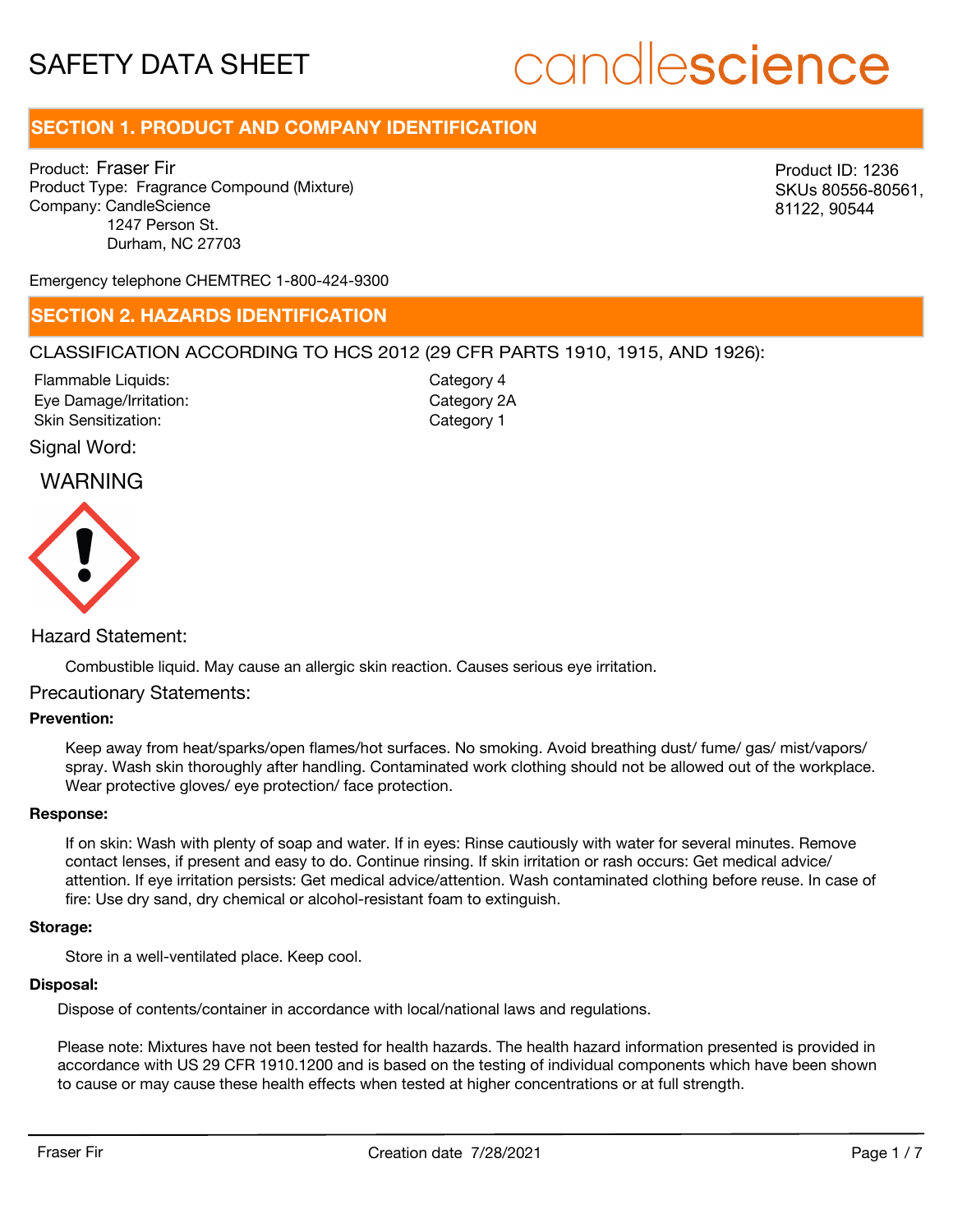# SAFETY DATA SHEET

candlescience

## SECTION 1. PRODUCT AND COMPANY IDENTIFICATION

Product: Fraser Fir
Product Type: Fragrance Compound (Mixture)
Company: CandleScience
1247 Person St.
Durham, NC 27703

Product ID: 1236
SKUs 80556-80561, 81122, 90544

Emergency telephone CHEMTREC 1-800-424-9300

## SECTION 2. HAZARDS IDENTIFICATION

CLASSIFICATION ACCORDING TO HCS 2012 (29 CFR PARTS 1910, 1915, AND 1926):

| | |
|---|---|
| Flammable Liquids: | Category 4 |
| Eye Damage/Irritation: | Category 2A |
| Skin Sensitization: | Category 1 |

Signal Word:

WARNING

Hazard Statement:

Combustible liquid. May cause an allergic skin reaction. Causes serious eye irritation.

Precautionary Statements:

**Prevention:**

Keep away from heat/sparks/open flames/hot surfaces. No smoking. Avoid breathing dust/ fume/ gas/ mist/vapors/ spray. Wash skin thoroughly after handling. Contaminated work clothing should not be allowed out of the workplace. Wear protective gloves/ eye protection/ face protection.

**Response:**

If on skin: Wash with plenty of soap and water. If in eyes: Rinse cautiously with water for several minutes. Remove contact lenses, if present and easy to do. Continue rinsing. If skin irritation or rash occurs: Get medical advice/ attention. If eye irritation persists: Get medical advice/attention. Wash contaminated clothing before reuse. In case of fire: Use dry sand, dry chemical or alcohol-resistant foam to extinguish.

**Storage:**

Store in a well-ventilated place. Keep cool.

**Disposal:**

Dispose of contents/container in accordance with local/national laws and regulations.

Please note: Mixtures have not been tested for health hazards. The health hazard information presented is provided in accordance with US 29 CFR 1910.1200 and is based on the testing of individual components which have been shown to cause or may cause these health effects when tested at higher concentrations or at full strength.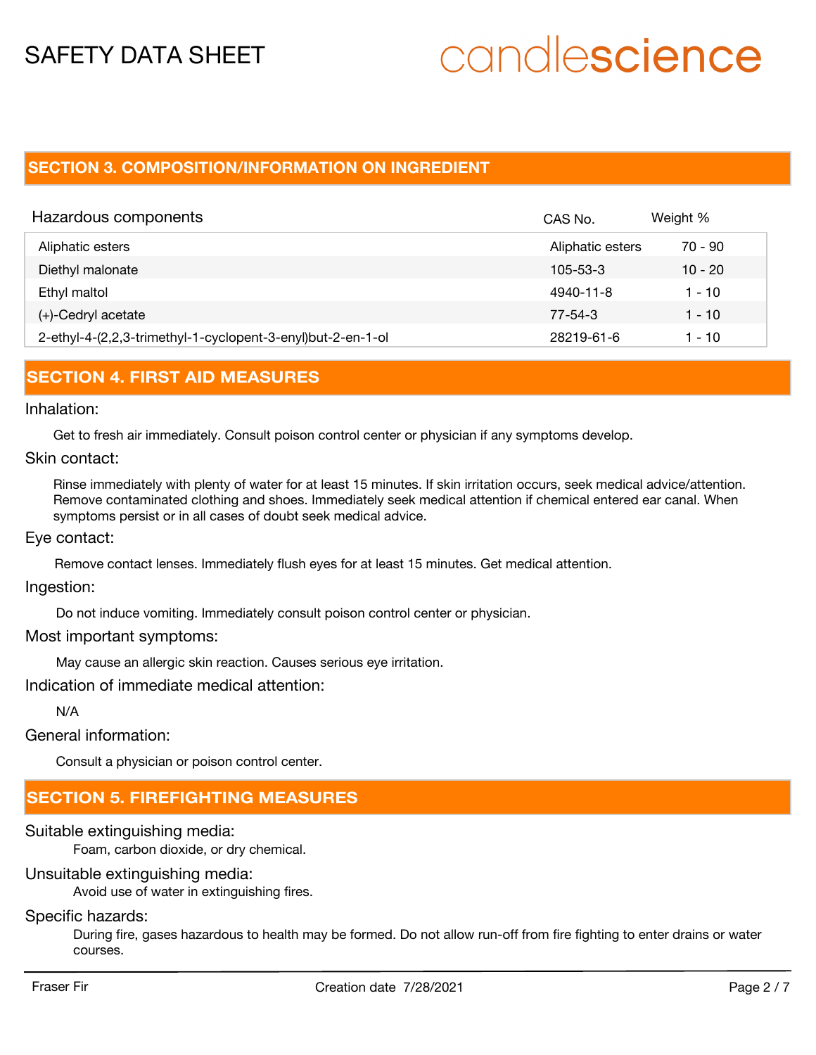## SECTION 3. COMPOSITION/INFORMATION ON INGREDIENT

| Hazardous components | CAS No. | Weight % |
|---|---|---|
| Aliphatic esters | Aliphatic esters | 70 - 90 |
| Diethyl malonate | 105-53-3 | 10 - 20 |
| Ethyl maltol | 4940-11-8 | 1 - 10 |
| (+)-Cedryl acetate | 77-54-3 | 1 - 10 |
| 2-ethyl-4-(2,2,3-trimethyl-1-cyclopent-3-enyl)but-2-en-1-ol | 28219-61-6 | 1 - 10 |

## SECTION 4. FIRST AID MEASURES

### Inhalation:

Get to fresh air immediately. Consult poison control center or physician if any symptoms develop.

### Skin contact:

Rinse immediately with plenty of water for at least 15 minutes. If skin irritation occurs, seek medical advice/attention. Remove contaminated clothing and shoes. Immediately seek medical attention if chemical entered ear canal. When symptoms persist or in all cases of doubt seek medical advice.

### Eye contact:

Remove contact lenses. Immediately flush eyes for at least 15 minutes. Get medical attention.

### Ingestion:

Do not induce vomiting. Immediately consult poison control center or physician.

### Most important symptoms:

May cause an allergic skin reaction. Causes serious eye irritation.

### Indication of immediate medical attention:

N/A

### General information:

Consult a physician or poison control center.

## SECTION 5. FIREFIGHTING MEASURES

### Suitable extinguishing media:

Foam, carbon dioxide, or dry chemical.

### Unsuitable extinguishing media:

Avoid use of water in extinguishing fires.

### Specific hazards:

During fire, gases hazardous to health may be formed. Do not allow run-off from fire fighting to enter drains or water courses.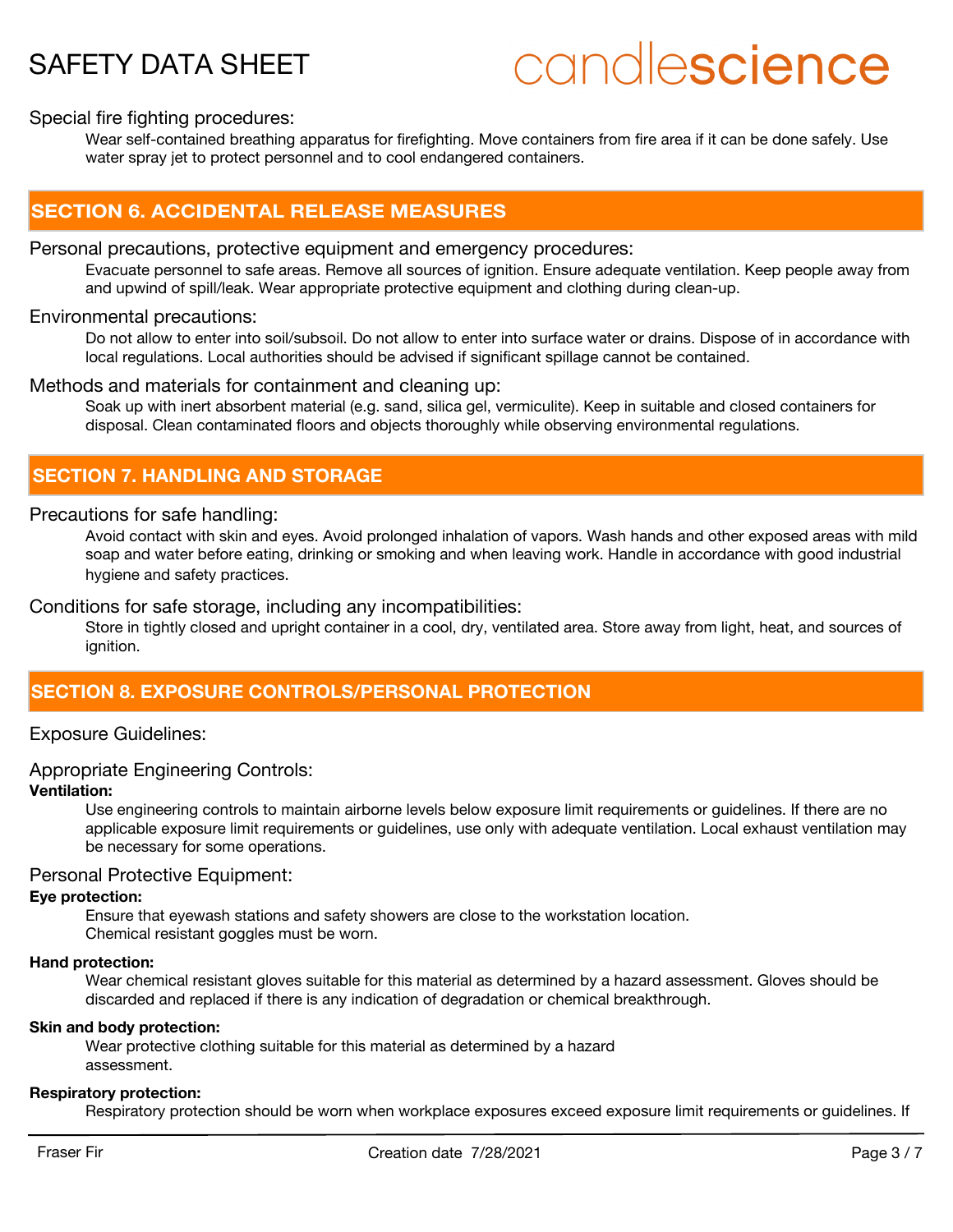Special fire fighting procedures:

Wear self-contained breathing apparatus for firefighting. Move containers from fire area if it can be done safely. Use water spray jet to protect personnel and to cool endangered containers.

## SECTION 6. ACCIDENTAL RELEASE MEASURES

Personal precautions, protective equipment and emergency procedures:

Evacuate personnel to safe areas. Remove all sources of ignition. Ensure adequate ventilation. Keep people away from and upwind of spill/leak. Wear appropriate protective equipment and clothing during clean-up.

Environmental precautions:

Do not allow to enter into soil/subsoil. Do not allow to enter into surface water or drains. Dispose of in accordance with local regulations. Local authorities should be advised if significant spillage cannot be contained.

Methods and materials for containment and cleaning up:

Soak up with inert absorbent material (e.g. sand, silica gel, vermiculite). Keep in suitable and closed containers for disposal. Clean contaminated floors and objects thoroughly while observing environmental regulations.

## SECTION 7. HANDLING AND STORAGE

Precautions for safe handling:

Avoid contact with skin and eyes. Avoid prolonged inhalation of vapors. Wash hands and other exposed areas with mild soap and water before eating, drinking or smoking and when leaving work. Handle in accordance with good industrial hygiene and safety practices.

Conditions for safe storage, including any incompatibilities:

Store in tightly closed and upright container in a cool, dry, ventilated area. Store away from light, heat, and sources of ignition.

## SECTION 8. EXPOSURE CONTROLS/PERSONAL PROTECTION

Exposure Guidelines:

Appropriate Engineering Controls:

**Ventilation:**

Use engineering controls to maintain airborne levels below exposure limit requirements or guidelines. If there are no applicable exposure limit requirements or guidelines, use only with adequate ventilation. Local exhaust ventilation may be necessary for some operations.

Personal Protective Equipment:

**Eye protection:**

Ensure that eyewash stations and safety showers are close to the workstation location.
Chemical resistant goggles must be worn.

**Hand protection:**

Wear chemical resistant gloves suitable for this material as determined by a hazard assessment. Gloves should be discarded and replaced if there is any indication of degradation or chemical breakthrough.

**Skin and body protection:**

Wear protective clothing suitable for this material as determined by a hazard assessment.

**Respiratory protection:**

Respiratory protection should be worn when workplace exposures exceed exposure limit requirements or guidelines. If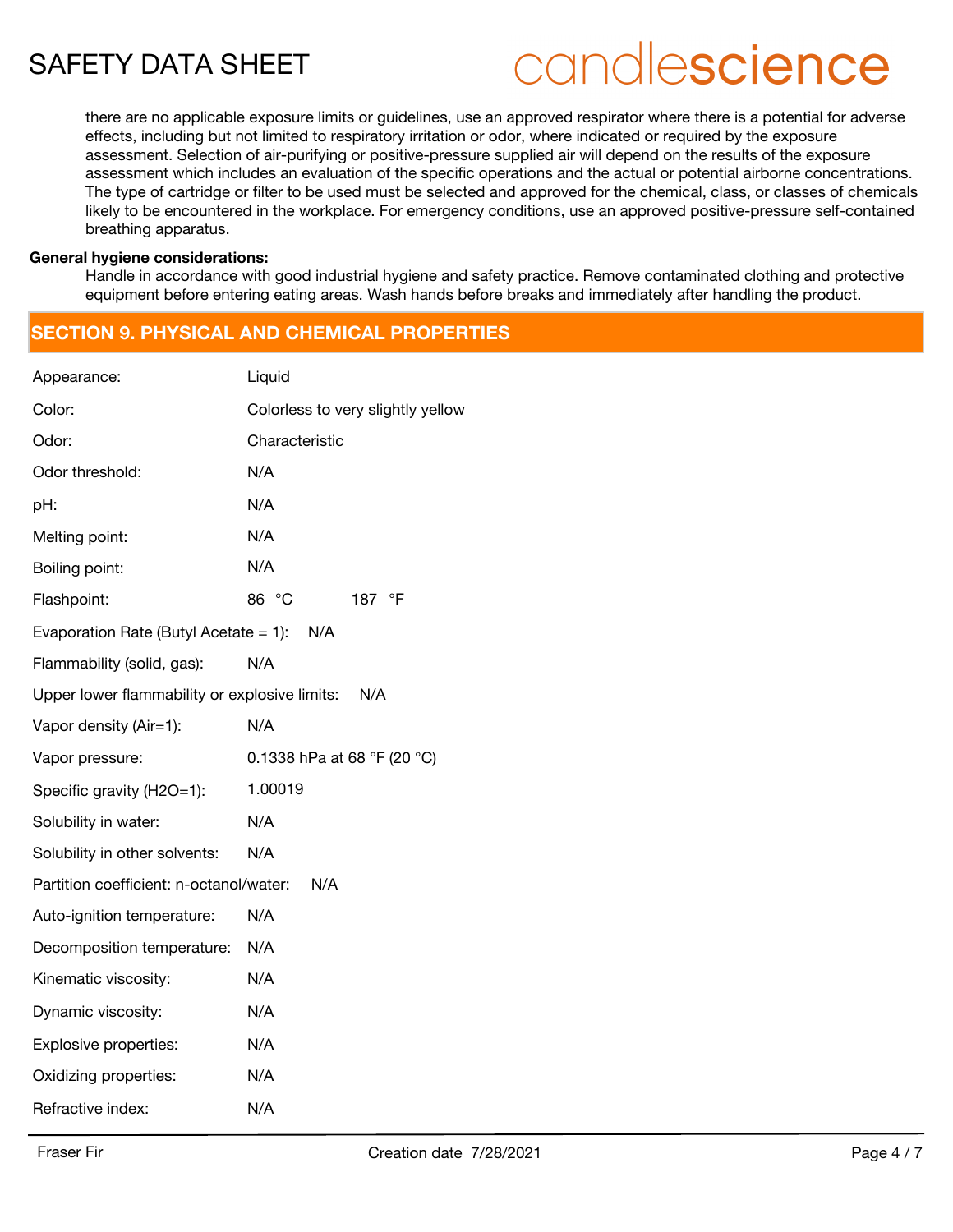there are no applicable exposure limits or guidelines, use an approved respirator where there is a potential for adverse effects, including but not limited to respiratory irritation or odor, where indicated or required by the exposure assessment. Selection of air-purifying or positive-pressure supplied air will depend on the results of the exposure assessment which includes an evaluation of the specific operations and the actual or potential airborne concentrations. The type of cartridge or filter to be used must be selected and approved for the chemical, class, or classes of chemicals likely to be encountered in the workplace. For emergency conditions, use an approved positive-pressure self-contained breathing apparatus.

**General hygiene considerations:**

Handle in accordance with good industrial hygiene and safety practice. Remove contaminated clothing and protective equipment before entering eating areas. Wash hands before breaks and immediately after handling the product.

## SECTION 9. PHYSICAL AND CHEMICAL PROPERTIES

| Property | Value |
|---|---|
| Appearance: | Liquid |
| Color: | Colorless to very slightly yellow |
| Odor: | Characteristic |
| Odor threshold: | N/A |
| pH: | N/A |
| Melting point: | N/A |
| Boiling point: | N/A |
| Flashpoint: | 86 °C 187 °F |
| Evaporation Rate (Butyl Acetate = 1): | N/A |
| Flammability (solid, gas): | N/A |
| Upper lower flammability or explosive limits: | N/A |
| Vapor density (Air=1): | N/A |
| Vapor pressure: | 0.1338 hPa at 68 °F (20 °C) |
| Specific gravity (H2O=1): | 1.00019 |
| Solubility in water: | N/A |
| Solubility in other solvents: | N/A |
| Partition coefficient: n-octanol/water: | N/A |
| Auto-ignition temperature: | N/A |
| Decomposition temperature: | N/A |
| Kinematic viscosity: | N/A |
| Dynamic viscosity: | N/A |
| Explosive properties: | N/A |
| Oxidizing properties: | N/A |
| Refractive index: | N/A |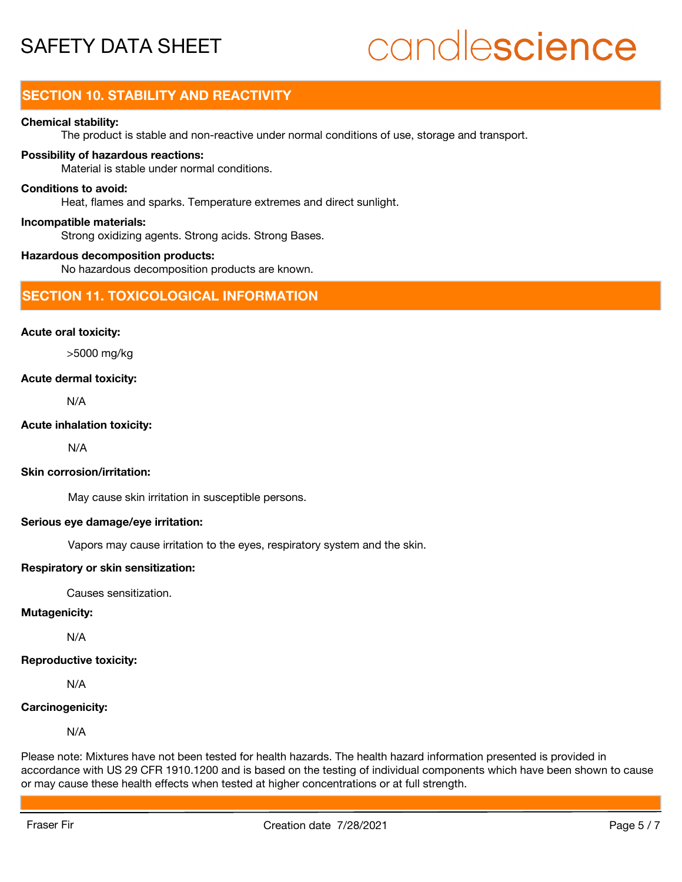## SECTION 10. STABILITY AND REACTIVITY

**Chemical stability:**

The product is stable and non-reactive under normal conditions of use, storage and transport.

**Possibility of hazardous reactions:**

Material is stable under normal conditions.

**Conditions to avoid:**

Heat, flames and sparks. Temperature extremes and direct sunlight.

**Incompatible materials:**

Strong oxidizing agents. Strong acids. Strong Bases.

**Hazardous decomposition products:**

No hazardous decomposition products are known.

## SECTION 11. TOXICOLOGICAL INFORMATION

**Acute oral toxicity:**

>5000 mg/kg

**Acute dermal toxicity:**

N/A

**Acute inhalation toxicity:**

N/A

**Skin corrosion/irritation:**

May cause skin irritation in susceptible persons.

**Serious eye damage/eye irritation:**

Vapors may cause irritation to the eyes, respiratory system and the skin.

**Respiratory or skin sensitization:**

Causes sensitization.

**Mutagenicity:**

N/A

**Reproductive toxicity:**

N/A

**Carcinogenicity:**

N/A

Please note: Mixtures have not been tested for health hazards. The health hazard information presented is provided in accordance with US 29 CFR 1910.1200 and is based on the testing of individual components which have been shown to cause or may cause these health effects when tested at higher concentrations or at full strength.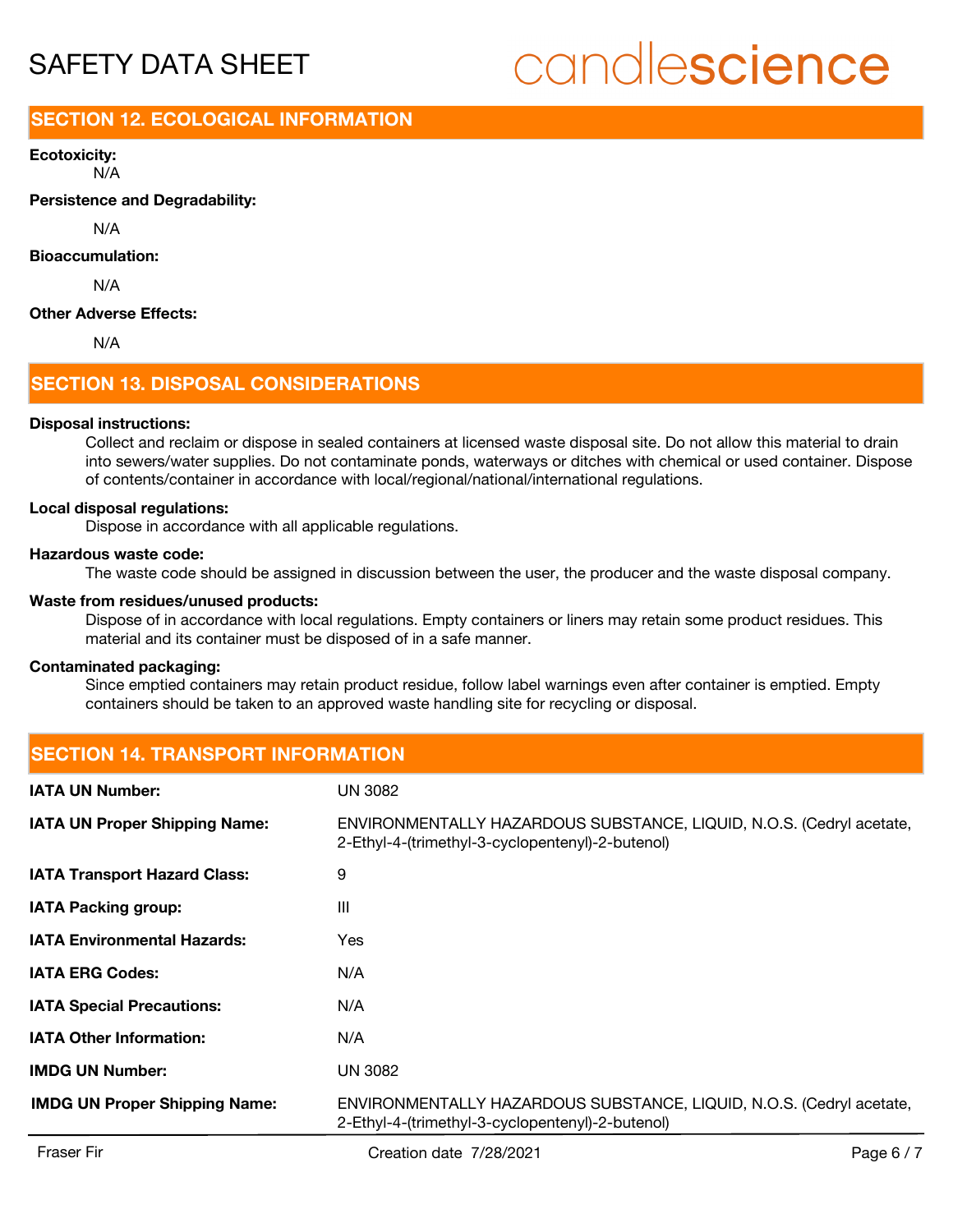## SECTION 12. ECOLOGICAL INFORMATION

**Ecotoxicity:**

N/A

**Persistence and Degradability:**

N/A

**Bioaccumulation:**

N/A

**Other Adverse Effects:**

N/A

## SECTION 13. DISPOSAL CONSIDERATIONS

**Disposal instructions:**

Collect and reclaim or dispose in sealed containers at licensed waste disposal site. Do not allow this material to drain into sewers/water supplies. Do not contaminate ponds, waterways or ditches with chemical or used container. Dispose of contents/container in accordance with local/regional/national/international regulations.

**Local disposal regulations:**

Dispose in accordance with all applicable regulations.

**Hazardous waste code:**

The waste code should be assigned in discussion between the user, the producer and the waste disposal company.

**Waste from residues/unused products:**

Dispose of in accordance with local regulations. Empty containers or liners may retain some product residues. This material and its container must be disposed of in a safe manner.

**Contaminated packaging:**

Since emptied containers may retain product residue, follow label warnings even after container is emptied. Empty containers should be taken to an approved waste handling site for recycling or disposal.

## SECTION 14. TRANSPORT INFORMATION

| | |
|---|---|
| **IATA UN Number:** | UN 3082 |
| **IATA UN Proper Shipping Name:** | ENVIRONMENTALLY HAZARDOUS SUBSTANCE, LIQUID, N.O.S. (Cedryl acetate, 2-Ethyl-4-(trimethyl-3-cyclopentenyl)-2-butenol) |
| **IATA Transport Hazard Class:** | 9 |
| **IATA Packing group:** | III |
| **IATA Environmental Hazards:** | Yes |
| **IATA ERG Codes:** | N/A |
| **IATA Special Precautions:** | N/A |
| **IATA Other Information:** | N/A |
| **IMDG UN Number:** | UN 3082 |
| **IMDG UN Proper Shipping Name:** | ENVIRONMENTALLY HAZARDOUS SUBSTANCE, LIQUID, N.O.S. (Cedryl acetate, 2-Ethyl-4-(trimethyl-3-cyclopentenyl)-2-butenol) |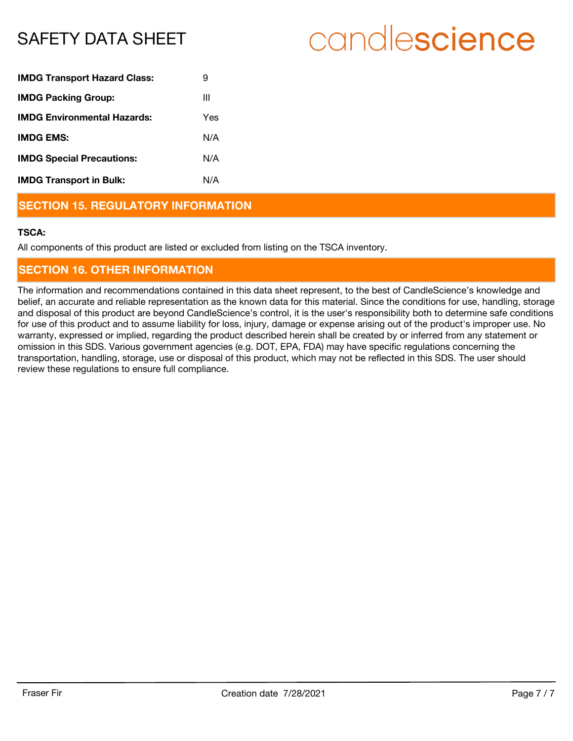| | |
|---|---|
| **IMDG Transport Hazard Class:** | 9 |
| **IMDG Packing Group:** | III |
| **IMDG Environmental Hazards:** | Yes |
| **IMDG EMS:** | N/A |
| **IMDG Special Precautions:** | N/A |
| **IMDG Transport in Bulk:** | N/A |

## SECTION 15. REGULATORY INFORMATION

**TSCA:**

All components of this product are listed or excluded from listing on the TSCA inventory.

## SECTION 16. OTHER INFORMATION

The information and recommendations contained in this data sheet represent, to the best of CandleScience's knowledge and belief, an accurate and reliable representation as the known data for this material. Since the conditions for use, handling, storage and disposal of this product are beyond CandleScience's control, it is the user's responsibility both to determine safe conditions for use of this product and to assume liability for loss, injury, damage or expense arising out of the product's improper use. No warranty, expressed or implied, regarding the product described herein shall be created by or inferred from any statement or omission in this SDS. Various government agencies (e.g. DOT, EPA, FDA) may have specific regulations concerning the transportation, handling, storage, use or disposal of this product, which may not be reflected in this SDS. The user should review these regulations to ensure full compliance.